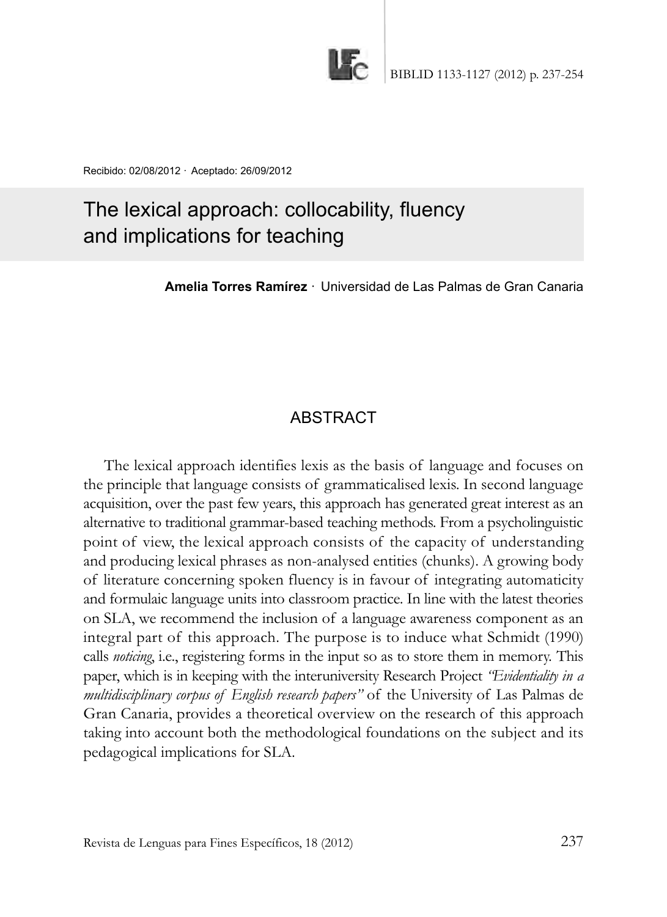Recibido: 02/08/2012 · Aceptado: 26/09/2012

# The lexical approach: collocability, fluency and implications for teaching

**Amelia Torres Ramírez** · Universidad de Las Palmas de Gran Canaria

## ABSTRACT

The lexical approach identifies lexis as the basis of language and focuses on the principle that language consists of grammaticalised lexis. In second language acquisition, over the past few years, this approach has generated great interest as an alternative to traditional grammar-based teaching methods. From a psycholinguistic point of view, the lexical approach consists of the capacity of understanding and producing lexical phrases as non-analysed entities (chunks). A growing body of literature concerning spoken fluency is in favour of integrating automaticity and formulaic language units into classroom practice. In line with the latest theories on SLA, we recommend the inclusion of a language awareness component as an integral part of this approach. The purpose is to induce what Schmidt (1990) calls *noticing*, i.e., registering forms in the input so as to store them in memory. This paper, which is in keeping with the interuniversity Research Project *"Evidentiality in a multidisciplinary corpus of English research papers"* of the University of Las Palmas de Gran Canaria, provides a theoretical overview on the research of this approach taking into account both the methodological foundations on the subject and its pedagogical implications for SLA.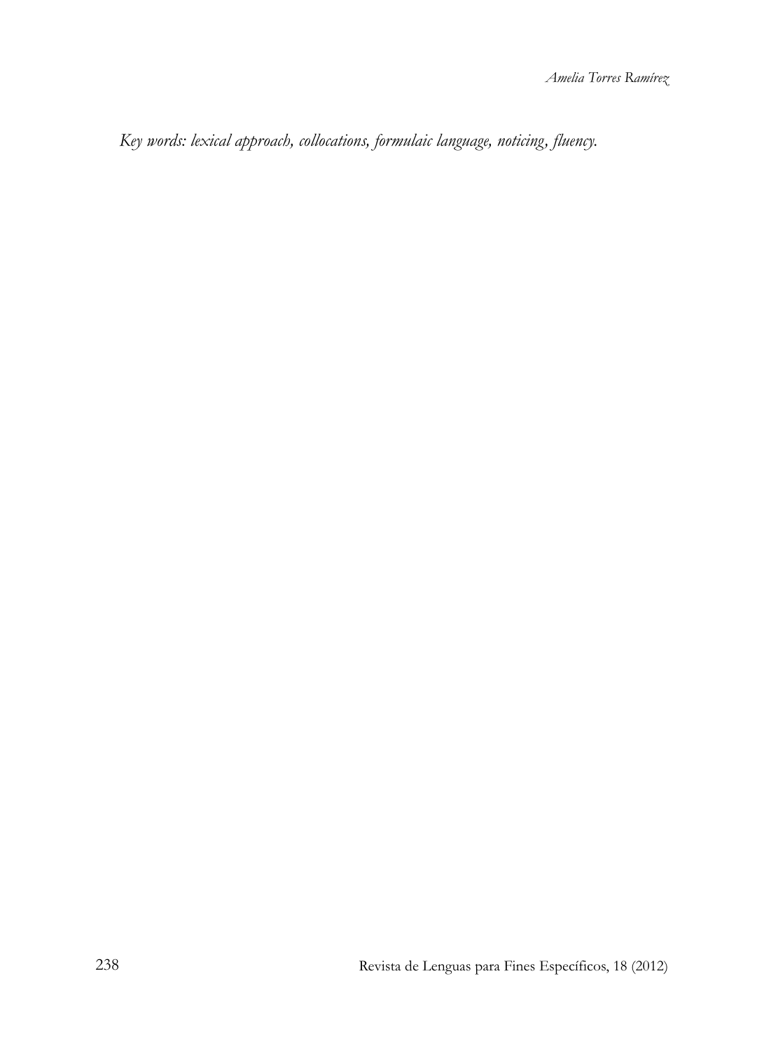*Key words: lexical approach, collocations, formulaic language, noticing, fluency.*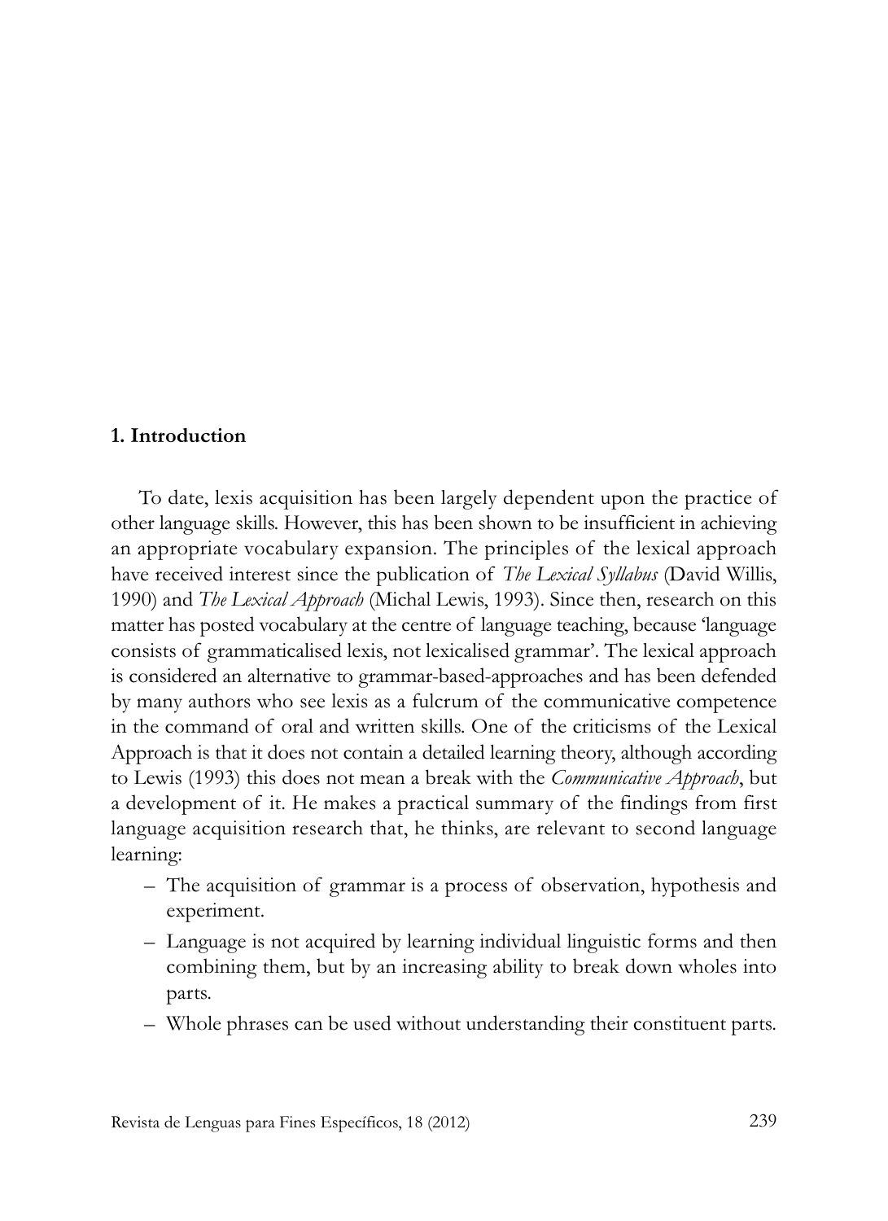## 1. Introduction

To date, lexis acquisition has been largely dependent upon the practice of other language skills. However, this has been shown to be insufficient in achieving an appropriate vocabulary expansion. The principles of the lexical approach have received interest since the publication of *The Lexical Syllabus* (David Willis, 1990) and *The Lexical Approach* (Michal Lewis, 1993). Since then, research on this matter has posted vocabulary at the centre of language teaching, because 'language consists of grammaticalised lexis, not lexicalised grammar'. The lexical approach is considered an alternative to grammar-based-approaches and has been defended by many authors who see lexis as a fulcrum of the communicative competence in the command of oral and written skills. One of the criticisms of the Lexical Approach is that it does not contain a detailed learning theory, although according to Lewis (1993) this does not mean a break with the *Communicative Approach*, but a development of it. He makes a practical summary of the findings from first language acquisition research that, he thinks, are relevant to second language learning:

- The acquisition of grammar is a process of observation, hypothesis and experiment.
- Language is not acquired by learning individual linguistic forms and then combining them, but by an increasing ability to break down wholes into parts.
- Whole phrases can be used without understanding their constituent parts.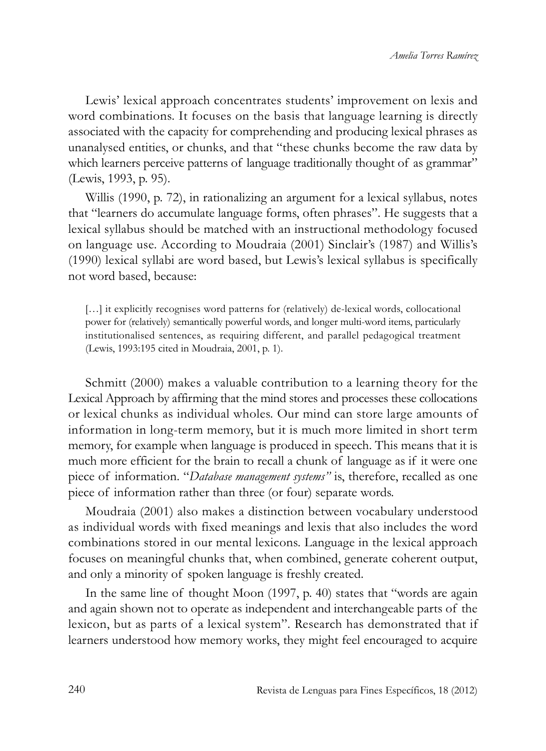Lewis' lexical approach concentrates students' improvement on lexis and word combinations. It focuses on the basis that language learning is directly associated with the capacity for comprehending and producing lexical phrases as unanalysed entities, or chunks, and that "these chunks become the raw data by which learners perceive patterns of language traditionally thought of as grammar" (Lewis, 1993, p. 95).

Willis (1990, p. 72), in rationalizing an argument for a lexical syllabus, notes that "learners do accumulate language forms, often phrases". He suggests that a lexical syllabus should be matched with an instructional methodology focused on language use. According to Moudraia (2001) Sinclair's (1987) and Willis's (1990) lexical syllabi are word based, but Lewis's lexical syllabus is specifically not word based, because:

> […] it explicitly recognises word patterns for (relatively) de-lexical words, collocational power for (relatively) semantically powerful words, and longer multi-word items, particularly institutionalised sentences, as requiring different, and parallel pedagogical treatment (Lewis, 1993:195 cited in Moudraia, 2001, p. 1).

Schmitt (2000) makes a valuable contribution to a learning theory for the Lexical Approach by affirming that the mind stores and processes these collocations or lexical chunks as individual wholes. Our mind can store large amounts of information in long-term memory, but it is much more limited in short term memory, for example when language is produced in speech. This means that it is much more efficient for the brain to recall a chunk of language as if it were one piece of information. "*Database management systems"* is, therefore, recalled as one piece of information rather than three (or four) separate words.

Moudraia (2001) also makes a distinction between vocabulary understood as individual words with fixed meanings and lexis that also includes the word combinations stored in our mental lexicons. Language in the lexical approach focuses on meaningful chunks that, when combined, generate coherent output, and only a minority of spoken language is freshly created.

In the same line of thought Moon (1997, p. 40) states that "words are again and again shown not to operate as independent and interchangeable parts of the lexicon, but as parts of a lexical system". Research has demonstrated that if learners understood how memory works, they might feel encouraged to acquire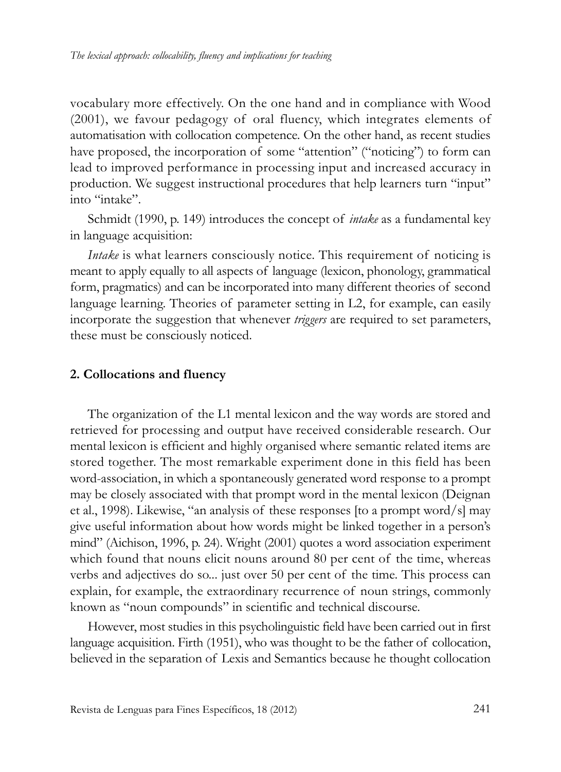vocabulary more effectively. On the one hand and in compliance with Wood (2001), we favour pedagogy of oral fluency, which integrates elements of automatisation with collocation competence. On the other hand, as recent studies have proposed, the incorporation of some "attention" ("noticing") to form can lead to improved performance in processing input and increased accuracy in production. We suggest instructional procedures that help learners turn "input" into "intake".

Schmidt (1990, p. 149) introduces the concept of *intake* as a fundamental key in language acquisition:

*Intake* is what learners consciously notice. This requirement of noticing is meant to apply equally to all aspects of language (lexicon, phonology, grammatical form, pragmatics) and can be incorporated into many different theories of second language learning. Theories of parameter setting in L2, for example, can easily incorporate the suggestion that whenever *triggers* are required to set parameters, these must be consciously noticed.

## 2. Collocations and fluency

The organization of the L1 mental lexicon and the way words are stored and retrieved for processing and output have received considerable research. Our mental lexicon is efficient and highly organised where semantic related items are stored together. The most remarkable experiment done in this field has been word-association, in which a spontaneously generated word response to a prompt may be closely associated with that prompt word in the mental lexicon (Deignan et al., 1998). Likewise, "an analysis of these responses [to a prompt word/s] may give useful information about how words might be linked together in a person's mind" (Aichison, 1996, p. 24). Wright (2001) quotes a word association experiment which found that nouns elicit nouns around 80 per cent of the time, whereas verbs and adjectives do so... just over 50 per cent of the time. This process can explain, for example, the extraordinary recurrence of noun strings, commonly known as "noun compounds" in scientific and technical discourse.

However, most studies in this psycholinguistic field have been carried out in first language acquisition. Firth (1951), who was thought to be the father of collocation, believed in the separation of Lexis and Semantics because he thought collocation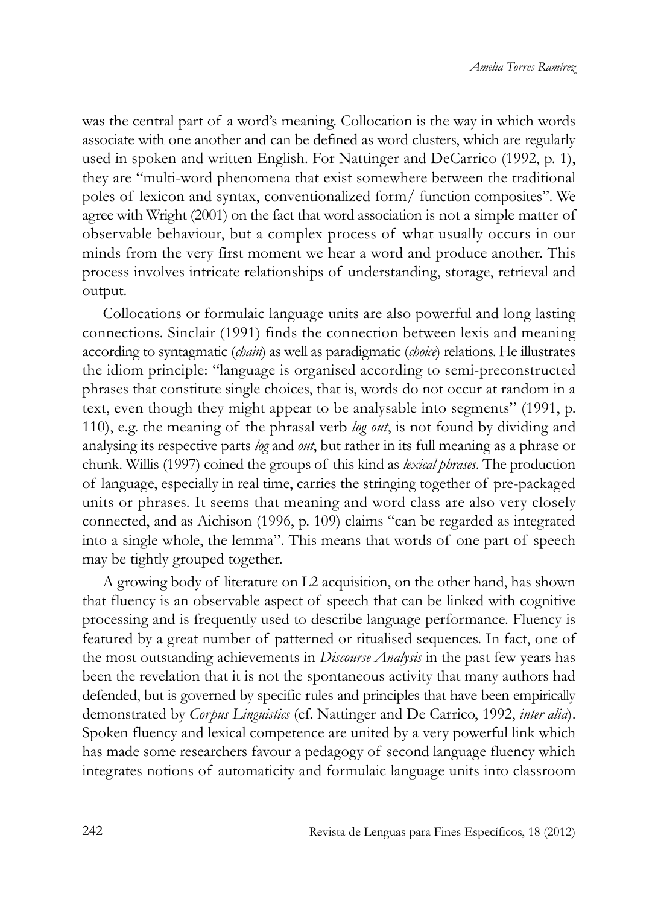was the central part of a word's meaning. Collocation is the way in which words associate with one another and can be defined as word clusters, which are regularly used in spoken and written English. For Nattinger and DeCarrico (1992, p. 1), they are "multi-word phenomena that exist somewhere between the traditional poles of lexicon and syntax, conventionalized form/ function composites". We agree with Wright (2001) on the fact that word association is not a simple matter of observable behaviour, but a complex process of what usually occurs in our minds from the very first moment we hear a word and produce another. This process involves intricate relationships of understanding, storage, retrieval and output.

Collocations or formulaic language units are also powerful and long lasting connections. Sinclair (1991) finds the connection between lexis and meaning according to syntagmatic (*chain*) as well as paradigmatic (*choice*) relations. He illustrates the idiom principle: "language is organised according to semi-preconstructed phrases that constitute single choices, that is, words do not occur at random in a text, even though they might appear to be analysable into segments" (1991, p. 110), e.g. the meaning of the phrasal verb *log out*, is not found by dividing and analysing its respective parts *log* and *out*, but rather in its full meaning as a phrase or chunk. Willis (1997) coined the groups of this kind as *lexical phrases*. The production of language, especially in real time, carries the stringing together of pre-packaged units or phrases. It seems that meaning and word class are also very closely connected, and as Aichison (1996, p. 109) claims "can be regarded as integrated into a single whole, the lemma". This means that words of one part of speech may be tightly grouped together.

A growing body of literature on L2 acquisition, on the other hand, has shown that fluency is an observable aspect of speech that can be linked with cognitive processing and is frequently used to describe language performance. Fluency is featured by a great number of patterned or ritualised sequences. In fact, one of the most outstanding achievements in *Discourse Analysis* in the past few years has been the revelation that it is not the spontaneous activity that many authors had defended, but is governed by specific rules and principles that have been empirically demonstrated by *Corpus Linguistics* (cf. Nattinger and De Carrico, 1992, *inter alia*). Spoken fluency and lexical competence are united by a very powerful link which has made some researchers favour a pedagogy of second language fluency which integrates notions of automaticity and formulaic language units into classroom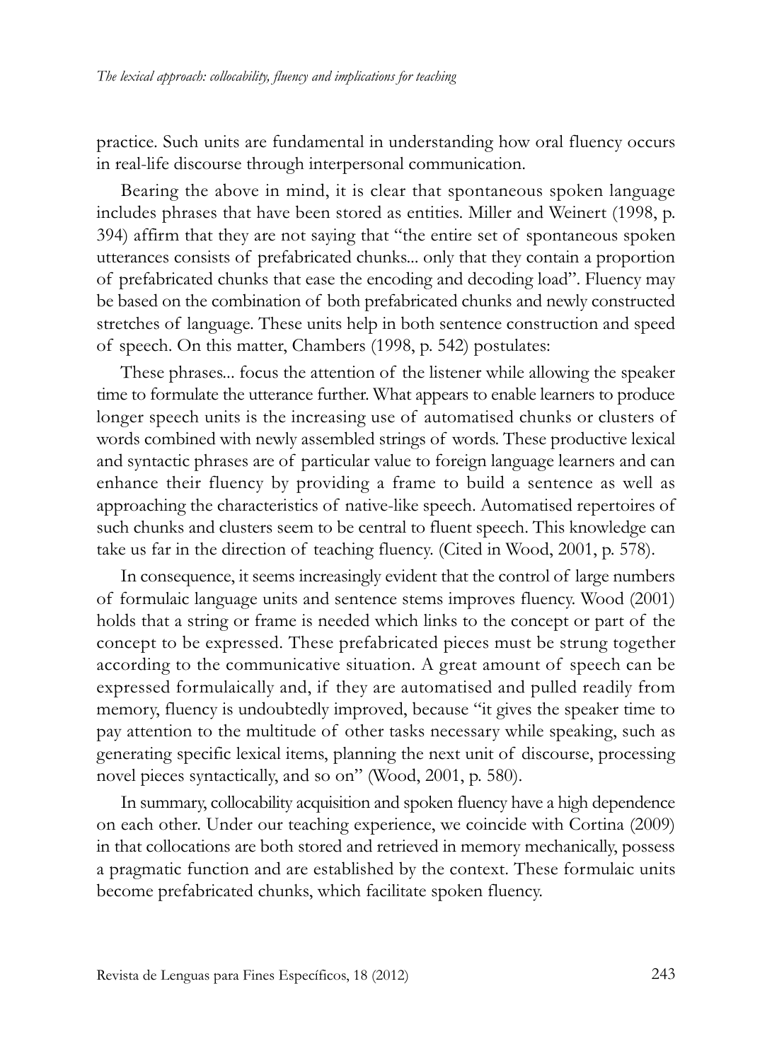practice. Such units are fundamental in understanding how oral fluency occurs in real-life discourse through interpersonal communication.

Bearing the above in mind, it is clear that spontaneous spoken language includes phrases that have been stored as entities. Miller and Weinert (1998, p. 394) affirm that they are not saying that "the entire set of spontaneous spoken utterances consists of prefabricated chunks... only that they contain a proportion of prefabricated chunks that ease the encoding and decoding load". Fluency may be based on the combination of both prefabricated chunks and newly constructed stretches of language. These units help in both sentence construction and speed of speech. On this matter, Chambers (1998, p. 542) postulates:

These phrases... focus the attention of the listener while allowing the speaker time to formulate the utterance further. What appears to enable learners to produce longer speech units is the increasing use of automatised chunks or clusters of words combined with newly assembled strings of words. These productive lexical and syntactic phrases are of particular value to foreign language learners and can enhance their fluency by providing a frame to build a sentence as well as approaching the characteristics of native-like speech. Automatised repertoires of such chunks and clusters seem to be central to fluent speech. This knowledge can take us far in the direction of teaching fluency. (Cited in Wood, 2001, p. 578).

In consequence, it seems increasingly evident that the control of large numbers of formulaic language units and sentence stems improves fluency. Wood (2001) holds that a string or frame is needed which links to the concept or part of the concept to be expressed. These prefabricated pieces must be strung together according to the communicative situation. A great amount of speech can be expressed formulaically and, if they are automatised and pulled readily from memory, fluency is undoubtedly improved, because "it gives the speaker time to pay attention to the multitude of other tasks necessary while speaking, such as generating specific lexical items, planning the next unit of discourse, processing novel pieces syntactically, and so on" (Wood, 2001, p. 580).

In summary, collocability acquisition and spoken fluency have a high dependence on each other. Under our teaching experience, we coincide with Cortina (2009) in that collocations are both stored and retrieved in memory mechanically, possess a pragmatic function and are established by the context. These formulaic units become prefabricated chunks, which facilitate spoken fluency.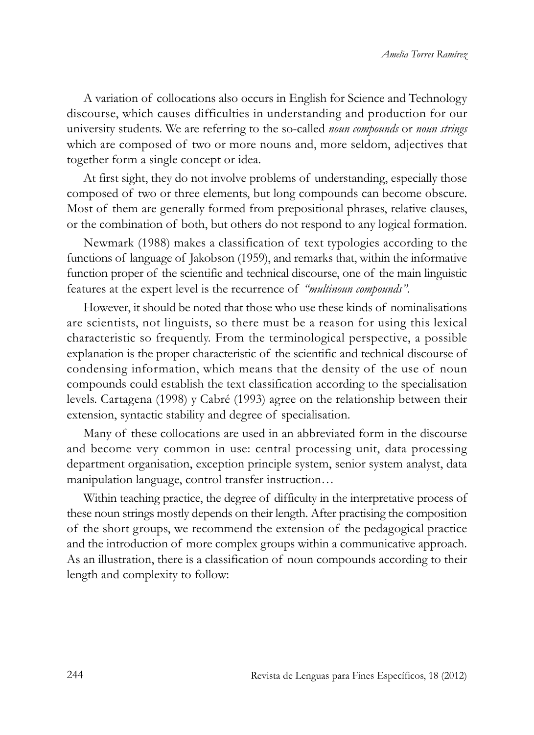A variation of collocations also occurs in English for Science and Technology discourse, which causes difficulties in understanding and production for our university students. We are referring to the so-called *noun compounds* or *noun strings* which are composed of two or more nouns and, more seldom, adjectives that together form a single concept or idea.

At first sight, they do not involve problems of understanding, especially those composed of two or three elements, but long compounds can become obscure. Most of them are generally formed from prepositional phrases, relative clauses, or the combination of both, but others do not respond to any logical formation.

Newmark (1988) makes a classification of text typologies according to the functions of language of Jakobson (1959), and remarks that, within the informative function proper of the scientific and technical discourse, one of the main linguistic features at the expert level is the recurrence of *"multinoun compounds"*.

However, it should be noted that those who use these kinds of nominalisations are scientists, not linguists, so there must be a reason for using this lexical characteristic so frequently. From the terminological perspective, a possible explanation is the proper characteristic of the scientific and technical discourse of condensing information, which means that the density of the use of noun compounds could establish the text classification according to the specialisation levels. Cartagena (1998) y Cabré (1993) agree on the relationship between their extension, syntactic stability and degree of specialisation.

Many of these collocations are used in an abbreviated form in the discourse and become very common in use: central processing unit, data processing department organisation, exception principle system, senior system analyst, data manipulation language, control transfer instruction…

Within teaching practice, the degree of difficulty in the interpretative process of these noun strings mostly depends on their length. After practising the composition of the short groups, we recommend the extension of the pedagogical practice and the introduction of more complex groups within a communicative approach. As an illustration, there is a classification of noun compounds according to their length and complexity to follow: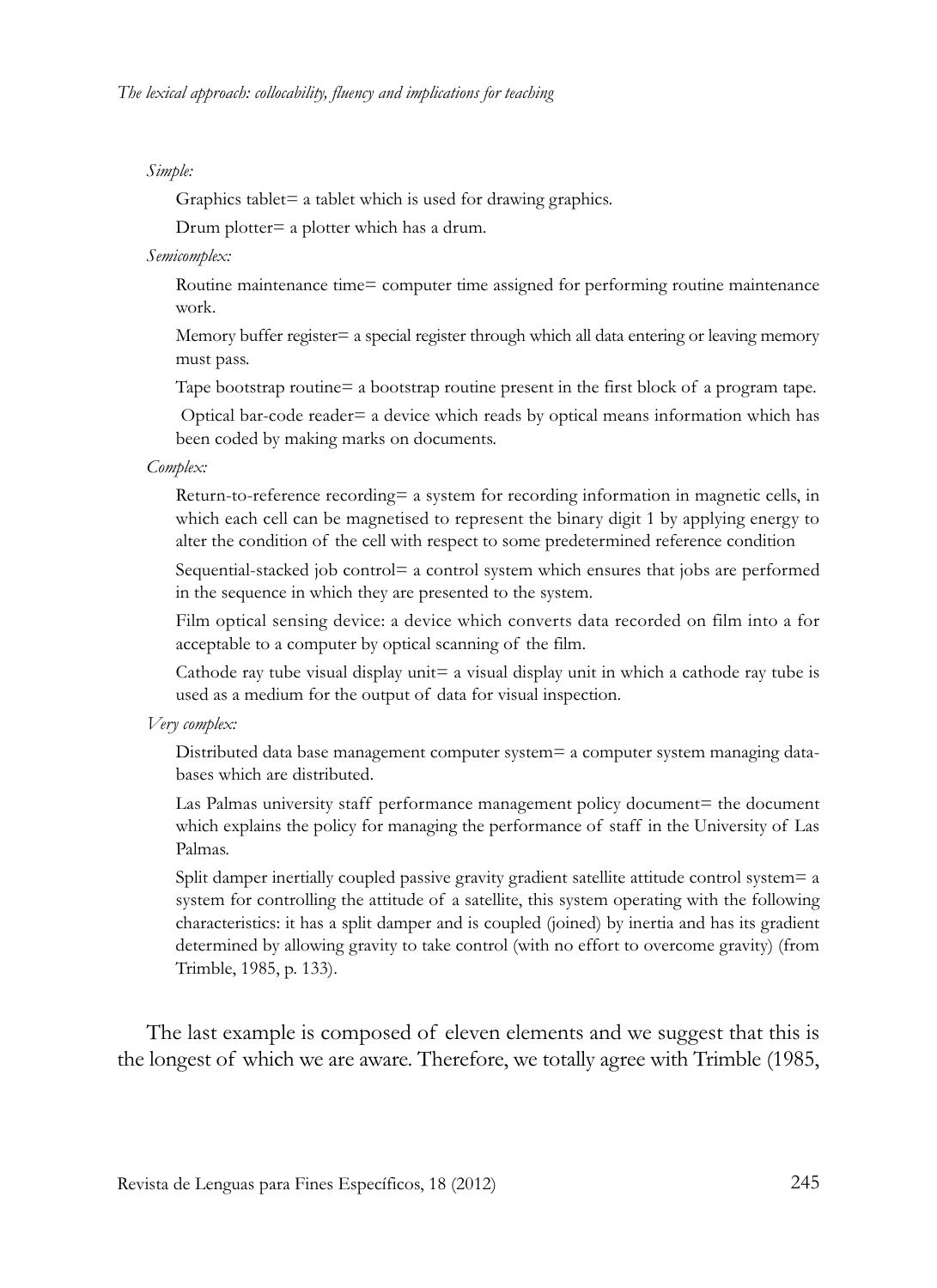*Simple:*

Graphics tablet= a tablet which is used for drawing graphics.

Drum plotter= a plotter which has a drum.

*Semicomplex:*

Routine maintenance time= computer time assigned for performing routine maintenance work.

Memory buffer register= a special register through which all data entering or leaving memory must pass.

Tape bootstrap routine= a bootstrap routine present in the first block of a program tape.

Optical bar-code reader= a device which reads by optical means information which has been coded by making marks on documents.

*Complex:*

Return-to-reference recording= a system for recording information in magnetic cells, in which each cell can be magnetised to represent the binary digit 1 by applying energy to alter the condition of the cell with respect to some predetermined reference condition

Sequential-stacked job control= a control system which ensures that jobs are performed in the sequence in which they are presented to the system.

Film optical sensing device: a device which converts data recorded on film into a for acceptable to a computer by optical scanning of the film.

Cathode ray tube visual display unit= a visual display unit in which a cathode ray tube is used as a medium for the output of data for visual inspection.

*Very complex:*

Distributed data base management computer system= a computer system managing databases which are distributed.

Las Palmas university staff performance management policy document= the document which explains the policy for managing the performance of staff in the University of Las Palmas.

Split damper inertially coupled passive gravity gradient satellite attitude control system= a system for controlling the attitude of a satellite, this system operating with the following characteristics: it has a split damper and is coupled (joined) by inertia and has its gradient determined by allowing gravity to take control (with no effort to overcome gravity) (from Trimble, 1985, p. 133).

The last example is composed of eleven elements and we suggest that this is the longest of which we are aware. Therefore, we totally agree with Trimble (1985,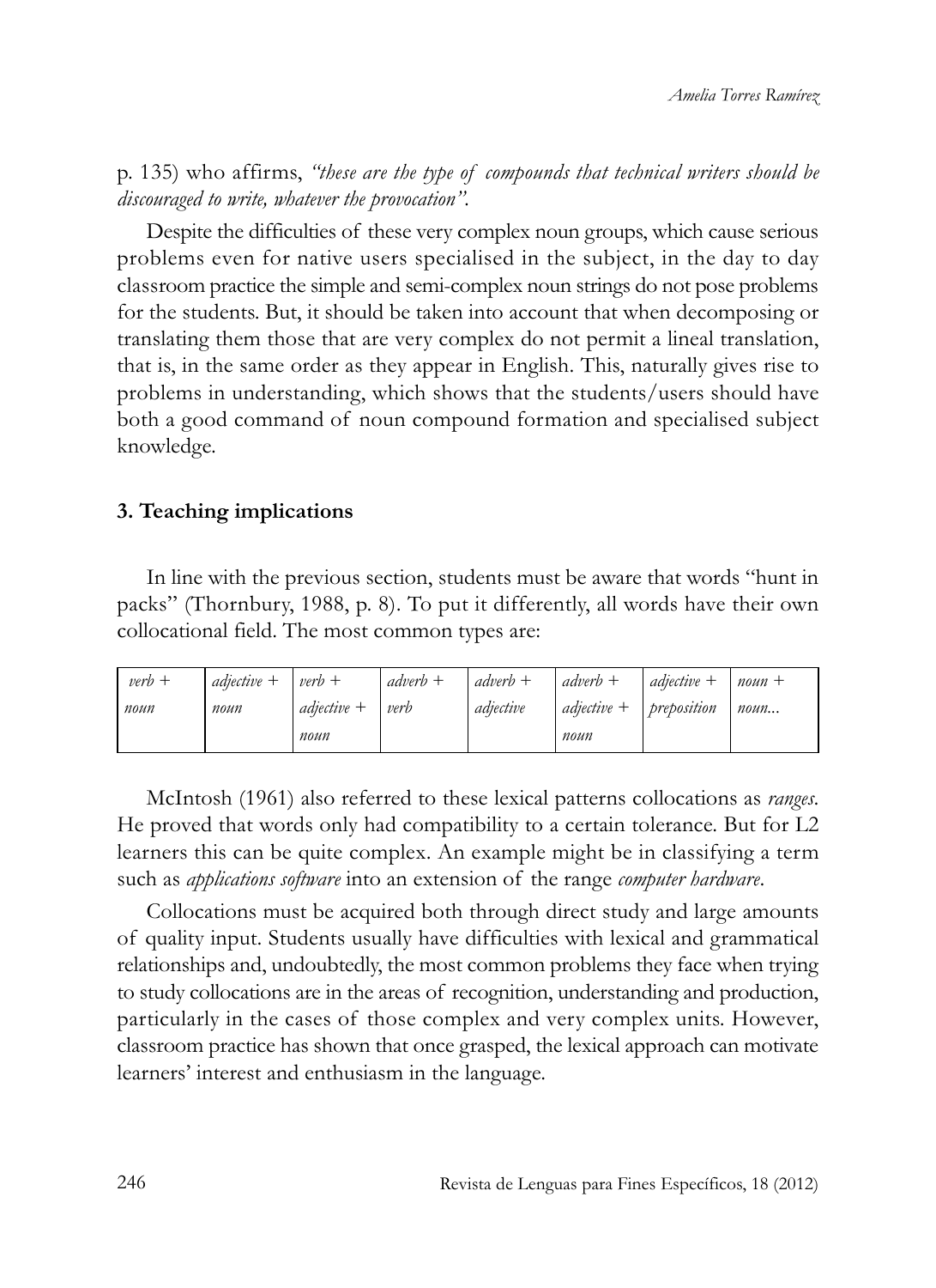p. 135) who affirms, *"these are the type of compounds that technical writers should be discouraged to write, whatever the provocation"*.

Despite the difficulties of these very complex noun groups, which cause serious problems even for native users specialised in the subject, in the day to day classroom practice the simple and semi-complex noun strings do not pose problems for the students. But, it should be taken into account that when decomposing or translating them those that are very complex do not permit a lineal translation, that is, in the same order as they appear in English. This, naturally gives rise to problems in understanding, which shows that the students/users should have both a good command of noun compound formation and specialised subject knowledge.

## 3. Teaching implications

In line with the previous section, students must be aware that words "hunt in packs" (Thornbury, 1988, p. 8). To put it differently, all words have their own collocational field. The most common types are:

| *verb + noun* | *adjective + noun* | *verb + adjective + noun* | *adverb + verb* | *adverb + adjective* | *adverb + adjective + noun* | *adjective + preposition* | *noun + noun...* |
|---|---|---|---|---|---|---|---|

McIntosh (1961) also referred to these lexical patterns collocations as *ranges*. He proved that words only had compatibility to a certain tolerance. But for L2 learners this can be quite complex. An example might be in classifying a term such as *applications software* into an extension of the range *computer hardware*.

Collocations must be acquired both through direct study and large amounts of quality input. Students usually have difficulties with lexical and grammatical relationships and, undoubtedly, the most common problems they face when trying to study collocations are in the areas of recognition, understanding and production, particularly in the cases of those complex and very complex units. However, classroom practice has shown that once grasped, the lexical approach can motivate learners' interest and enthusiasm in the language.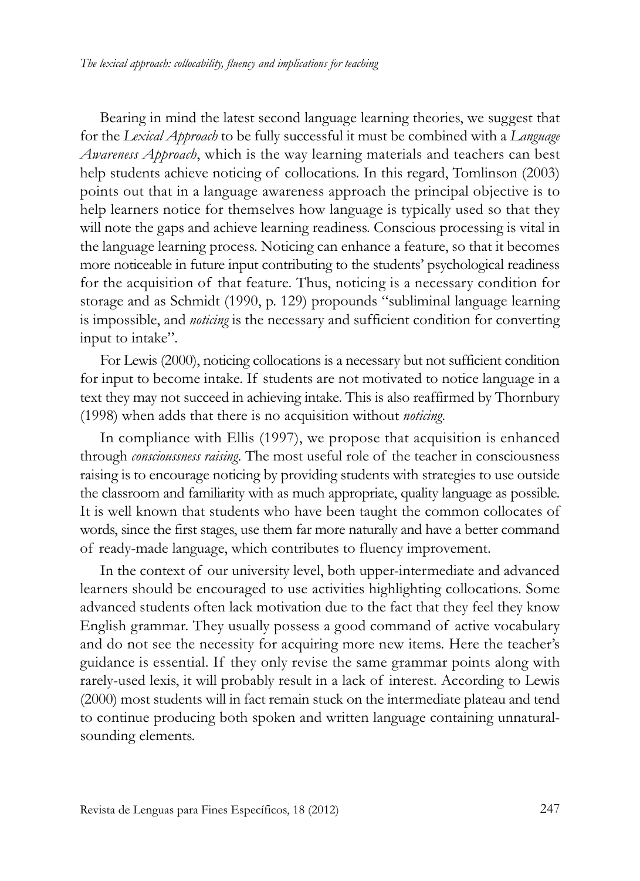Bearing in mind the latest second language learning theories, we suggest that for the *Lexical Approach* to be fully successful it must be combined with a *Language Awareness Approach*, which is the way learning materials and teachers can best help students achieve noticing of collocations. In this regard, Tomlinson (2003) points out that in a language awareness approach the principal objective is to help learners notice for themselves how language is typically used so that they will note the gaps and achieve learning readiness. Conscious processing is vital in the language learning process. Noticing can enhance a feature, so that it becomes more noticeable in future input contributing to the students' psychological readiness for the acquisition of that feature. Thus, noticing is a necessary condition for storage and as Schmidt (1990, p. 129) propounds "subliminal language learning is impossible, and *noticing* is the necessary and sufficient condition for converting input to intake".

For Lewis (2000), noticing collocations is a necessary but not sufficient condition for input to become intake. If students are not motivated to notice language in a text they may not succeed in achieving intake. This is also reaffirmed by Thornbury (1998) when adds that there is no acquisition without *noticing*.

In compliance with Ellis (1997), we propose that acquisition is enhanced through *conscioussness raising*. The most useful role of the teacher in consciousness raising is to encourage noticing by providing students with strategies to use outside the classroom and familiarity with as much appropriate, quality language as possible. It is well known that students who have been taught the common collocates of words, since the first stages, use them far more naturally and have a better command of ready-made language, which contributes to fluency improvement.

In the context of our university level, both upper-intermediate and advanced learners should be encouraged to use activities highlighting collocations. Some advanced students often lack motivation due to the fact that they feel they know English grammar. They usually possess a good command of active vocabulary and do not see the necessity for acquiring more new items. Here the teacher's guidance is essential. If they only revise the same grammar points along with rarely-used lexis, it will probably result in a lack of interest. According to Lewis (2000) most students will in fact remain stuck on the intermediate plateau and tend to continue producing both spoken and written language containing unnatural-sounding elements.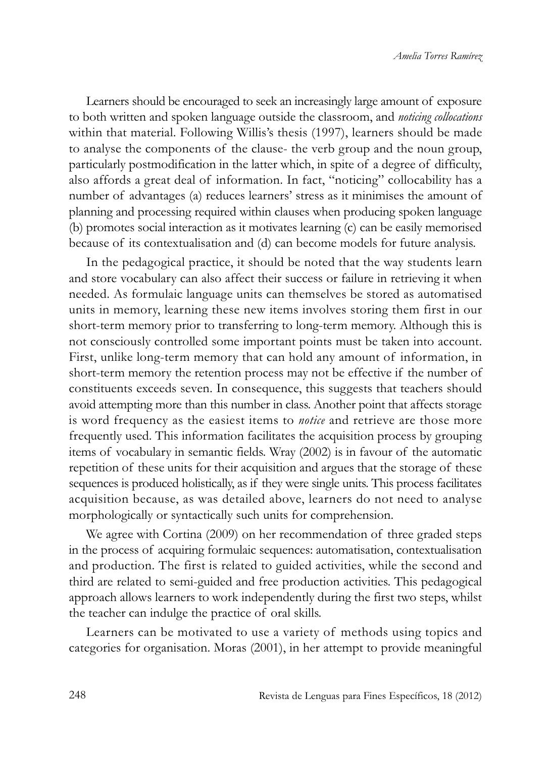Learners should be encouraged to seek an increasingly large amount of exposure to both written and spoken language outside the classroom, and *noticing collocations* within that material. Following Willis's thesis (1997), learners should be made to analyse the components of the clause- the verb group and the noun group, particularly postmodification in the latter which, in spite of a degree of difficulty, also affords a great deal of information. In fact, "noticing" collocability has a number of advantages (a) reduces learners' stress as it minimises the amount of planning and processing required within clauses when producing spoken language (b) promotes social interaction as it motivates learning (c) can be easily memorised because of its contextualisation and (d) can become models for future analysis.

In the pedagogical practice, it should be noted that the way students learn and store vocabulary can also affect their success or failure in retrieving it when needed. As formulaic language units can themselves be stored as automatised units in memory, learning these new items involves storing them first in our short-term memory prior to transferring to long-term memory. Although this is not consciously controlled some important points must be taken into account. First, unlike long-term memory that can hold any amount of information, in short-term memory the retention process may not be effective if the number of constituents exceeds seven. In consequence, this suggests that teachers should avoid attempting more than this number in class. Another point that affects storage is word frequency as the easiest items to *notice* and retrieve are those more frequently used. This information facilitates the acquisition process by grouping items of vocabulary in semantic fields. Wray (2002) is in favour of the automatic repetition of these units for their acquisition and argues that the storage of these sequences is produced holistically, as if they were single units. This process facilitates acquisition because, as was detailed above, learners do not need to analyse morphologically or syntactically such units for comprehension.

We agree with Cortina (2009) on her recommendation of three graded steps in the process of acquiring formulaic sequences: automatisation, contextualisation and production. The first is related to guided activities, while the second and third are related to semi-guided and free production activities. This pedagogical approach allows learners to work independently during the first two steps, whilst the teacher can indulge the practice of oral skills.

Learners can be motivated to use a variety of methods using topics and categories for organisation. Moras (2001), in her attempt to provide meaningful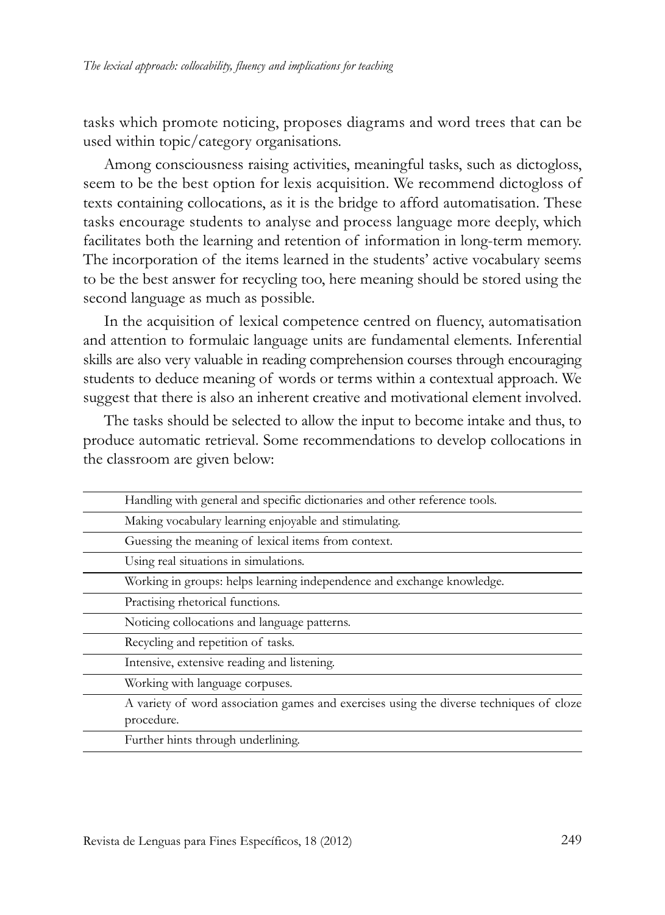tasks which promote noticing, proposes diagrams and word trees that can be used within topic/category organisations.

Among consciousness raising activities, meaningful tasks, such as dictogloss, seem to be the best option for lexis acquisition. We recommend dictogloss of texts containing collocations, as it is the bridge to afford automatisation. These tasks encourage students to analyse and process language more deeply, which facilitates both the learning and retention of information in long-term memory. The incorporation of the items learned in the students' active vocabulary seems to be the best answer for recycling too, here meaning should be stored using the second language as much as possible.

In the acquisition of lexical competence centred on fluency, automatisation and attention to formulaic language units are fundamental elements. Inferential skills are also very valuable in reading comprehension courses through encouraging students to deduce meaning of words or terms within a contextual approach. We suggest that there is also an inherent creative and motivational element involved.

The tasks should be selected to allow the input to become intake and thus, to produce automatic retrieval. Some recommendations to develop collocations in the classroom are given below:

| |
|---|
| Handling with general and specific dictionaries and other reference tools. |
| Making vocabulary learning enjoyable and stimulating. |
| Guessing the meaning of lexical items from context. |
| Using real situations in simulations. |
| Working in groups: helps learning independence and exchange knowledge. |
| Practising rhetorical functions. |
| Noticing collocations and language patterns. |
| Recycling and repetition of tasks. |
| Intensive, extensive reading and listening. |
| Working with language corpuses. |
| A variety of word association games and exercises using the diverse techniques of cloze procedure. |
| Further hints through underlining. |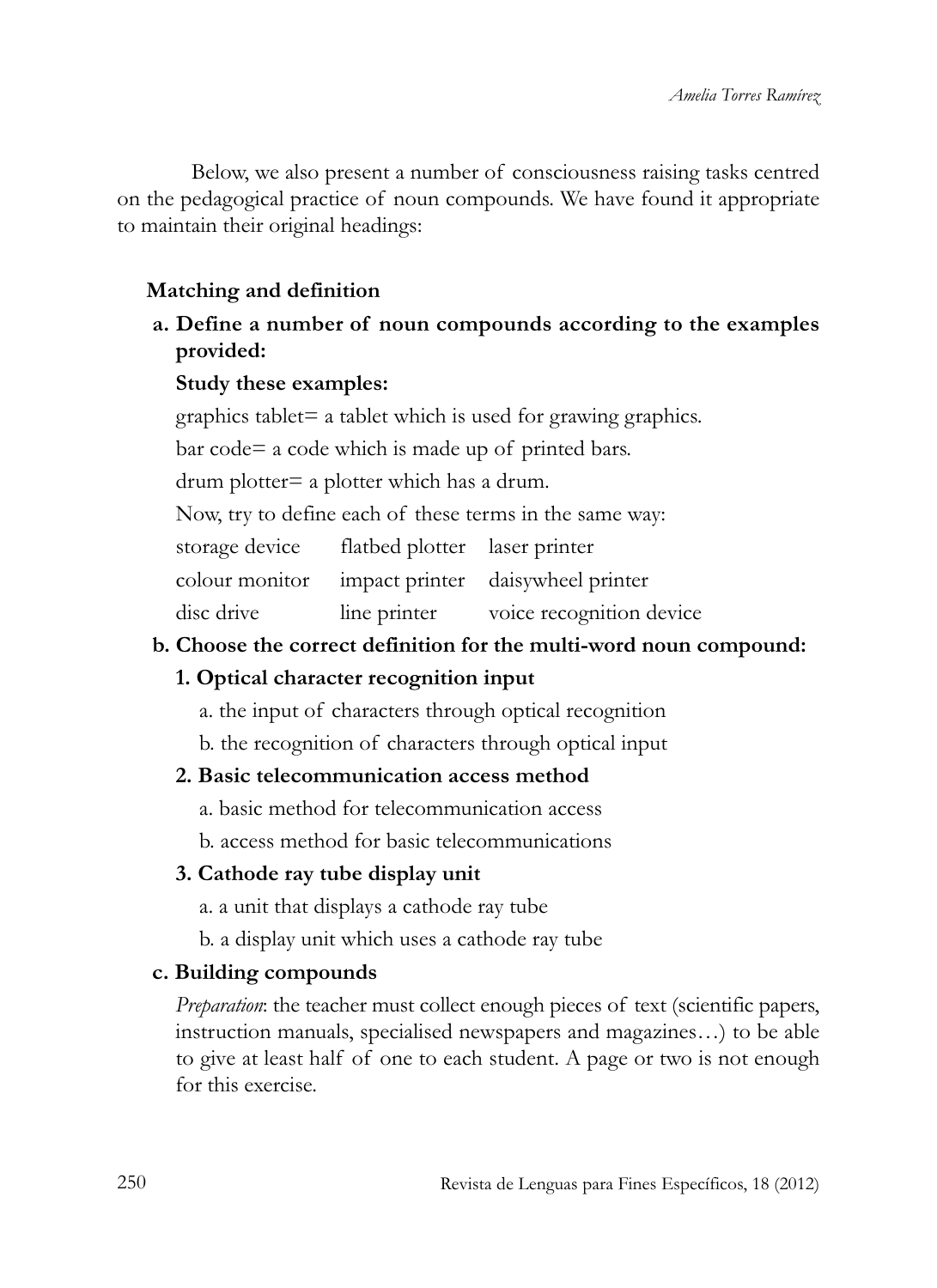Below, we also present a number of consciousness raising tasks centred on the pedagogical practice of noun compounds. We have found it appropriate to maintain their original headings:

**Matching and definition**

**a. Define a number of noun compounds according to the examples provided:**

**Study these examples:**

graphics tablet= a tablet which is used for grawing graphics.

bar code= a code which is made up of printed bars.

drum plotter= a plotter which has a drum.

Now, try to define each of these terms in the same way:

| | | |
|---|---|---|
| storage device | flatbed plotter | laser printer |
| colour monitor | impact printer | daisywheel printer |
| disc drive | line printer | voice recognition device |

**b. Choose the correct definition for the multi-word noun compound:**

**1. Optical character recognition input**

a. the input of characters through optical recognition

b. the recognition of characters through optical input

**2. Basic telecommunication access method**

a. basic method for telecommunication access

b. access method for basic telecommunications

**3. Cathode ray tube display unit**

a. a unit that displays a cathode ray tube

b. a display unit which uses a cathode ray tube

**c. Building compounds**

*Preparation*: the teacher must collect enough pieces of text (scientific papers, instruction manuals, specialised newspapers and magazines…) to be able to give at least half of one to each student. A page or two is not enough for this exercise.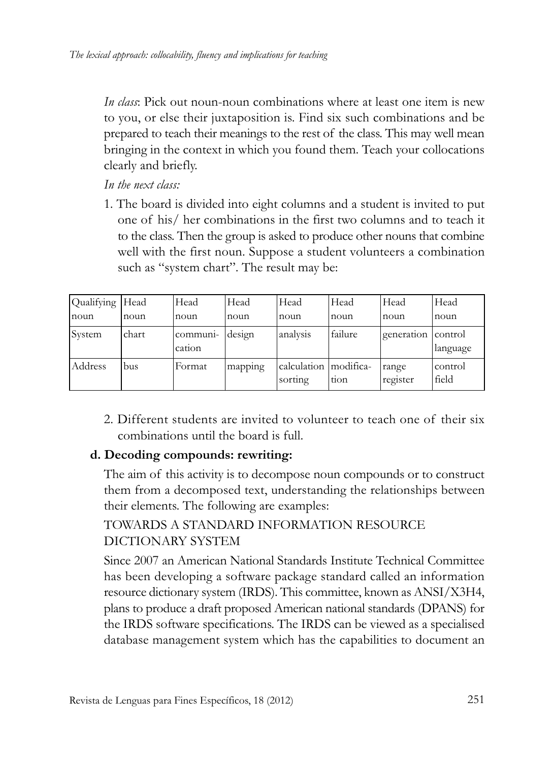*In class*: Pick out noun-noun combinations where at least one item is new to you, or else their juxtaposition is. Find six such combinations and be prepared to teach their meanings to the rest of the class. This may well mean bringing in the context in which you found them. Teach your collocations clearly and briefly.

*In the next class:*

1. The board is divided into eight columns and a student is invited to put one of his/ her combinations in the first two columns and to teach it to the class. Then the group is asked to produce other nouns that combine well with the first noun. Suppose a student volunteers a combination such as "system chart". The result may be:

| Qualifying noun | Head noun | Head noun | Head noun | Head noun | Head noun | Head noun | Head noun |
|---|---|---|---|---|---|---|---|
| System | chart | communi-cation | design | analysis | failure | generation | control language |
| Address | bus | Format | mapping | calculation sorting | modifica-tion | range register | control field |

2. Different students are invited to volunteer to teach one of their six combinations until the board is full.

**d. Decoding compounds: rewriting:**

The aim of this activity is to decompose noun compounds or to construct them from a decomposed text, understanding the relationships between their elements. The following are examples:

TOWARDS A STANDARD INFORMATION RESOURCE DICTIONARY SYSTEM

Since 2007 an American National Standards Institute Technical Committee has been developing a software package standard called an information resource dictionary system (IRDS). This committee, known as ANSI/X3H4, plans to produce a draft proposed American national standards (DPANS) for the IRDS software specifications. The IRDS can be viewed as a specialised database management system which has the capabilities to document an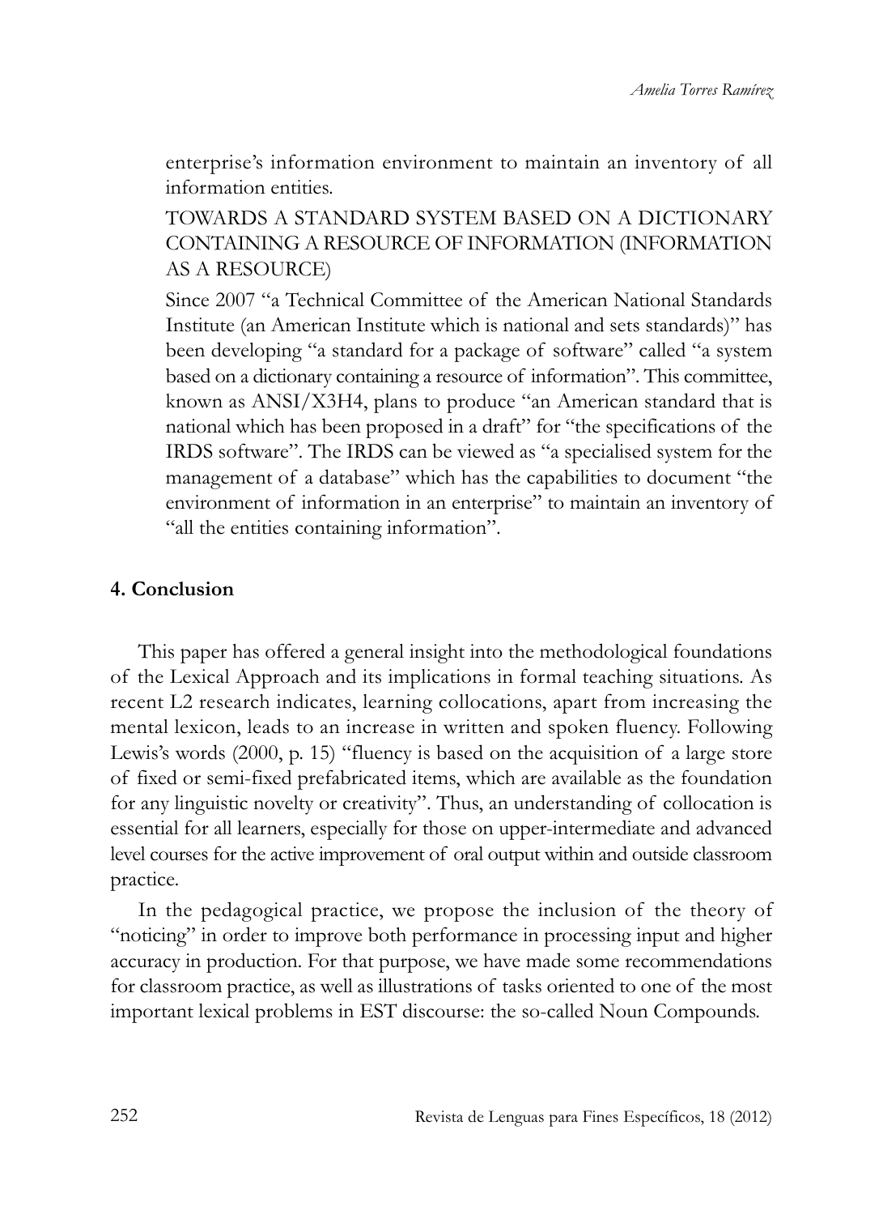enterprise's information environment to maintain an inventory of all information entities.

TOWARDS A STANDARD SYSTEM BASED ON A DICTIONARY CONTAINING A RESOURCE OF INFORMATION (INFORMATION AS A RESOURCE)

Since 2007 "a Technical Committee of the American National Standards Institute (an American Institute which is national and sets standards)" has been developing "a standard for a package of software" called "a system based on a dictionary containing a resource of information". This committee, known as ANSI/X3H4, plans to produce "an American standard that is national which has been proposed in a draft" for "the specifications of the IRDS software". The IRDS can be viewed as "a specialised system for the management of a database" which has the capabilities to document "the environment of information in an enterprise" to maintain an inventory of "all the entities containing information".

## 4. Conclusion

This paper has offered a general insight into the methodological foundations of the Lexical Approach and its implications in formal teaching situations. As recent L2 research indicates, learning collocations, apart from increasing the mental lexicon, leads to an increase in written and spoken fluency. Following Lewis's words (2000, p. 15) "fluency is based on the acquisition of a large store of fixed or semi-fixed prefabricated items, which are available as the foundation for any linguistic novelty or creativity". Thus, an understanding of collocation is essential for all learners, especially for those on upper-intermediate and advanced level courses for the active improvement of oral output within and outside classroom practice.

In the pedagogical practice, we propose the inclusion of the theory of "noticing" in order to improve both performance in processing input and higher accuracy in production. For that purpose, we have made some recommendations for classroom practice, as well as illustrations of tasks oriented to one of the most important lexical problems in EST discourse: the so-called Noun Compounds.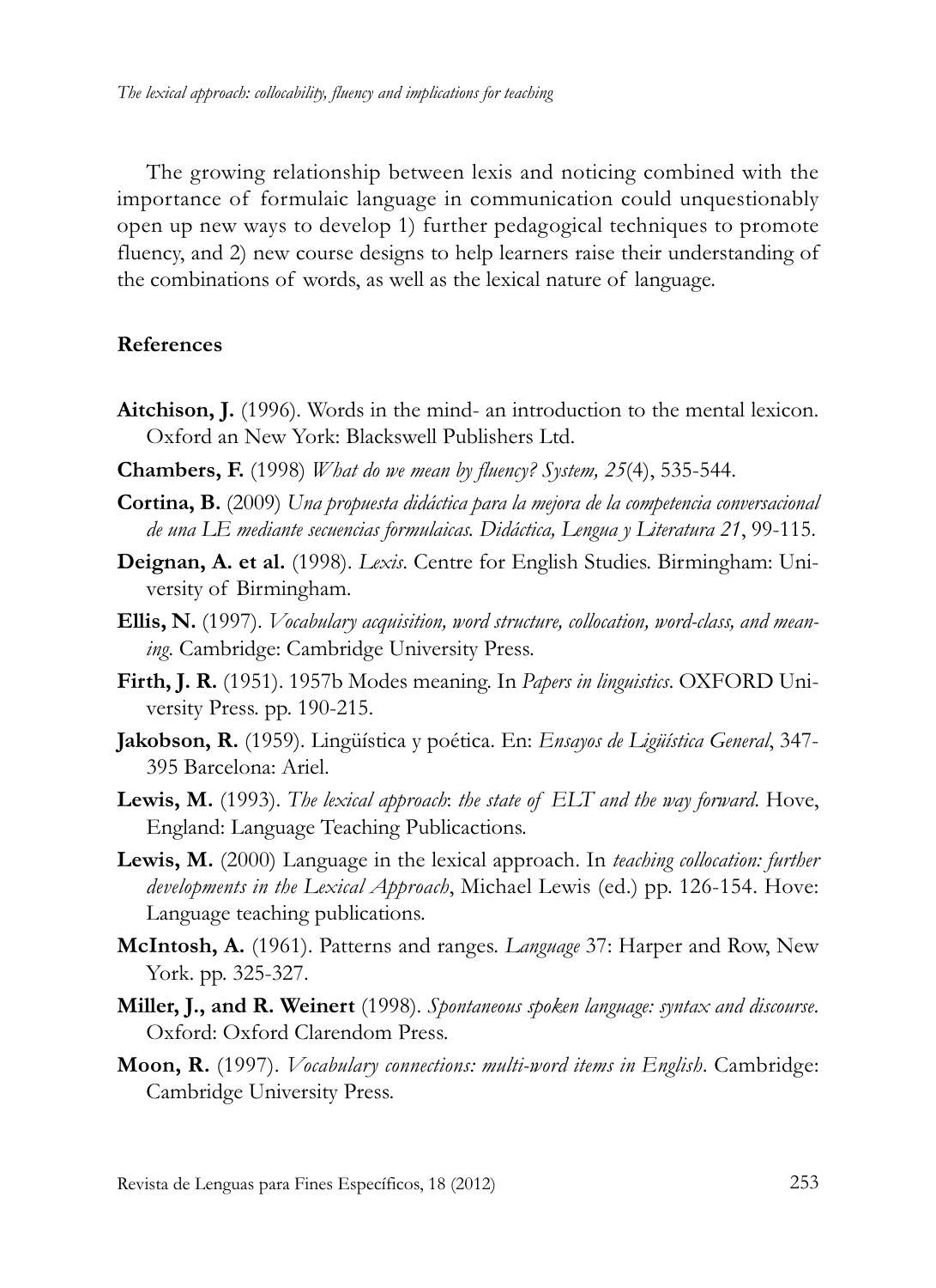The growing relationship between lexis and noticing combined with the importance of formulaic language in communication could unquestionably open up new ways to develop 1) further pedagogical techniques to promote fluency, and 2) new course designs to help learners raise their understanding of the combinations of words, as well as the lexical nature of language.

## References

**Aitchison, J.** (1996). Words in the mind- an introduction to the mental lexicon. Oxford an New York: Blackswell Publishers Ltd.

**Chambers, F.** (1998) *What do we mean by fluency? System, 25*(4), 535-544.

**Cortina, B.** (2009) *Una propuesta didáctica para la mejora de la competencia conversacional de una LE mediante secuencias formulaicas. Didáctica, Lengua y Literatura 21*, 99-115.

**Deignan, A. et al.** (1998). *Lexis*. Centre for English Studies. Birmingham: University of Birmingham.

**Ellis, N.** (1997). *Vocabulary acquisition, word structure, collocation, word-class, and meaning*. Cambridge: Cambridge University Press.

**Firth, J. R.** (1951). 1957b Modes meaning. In *Papers in linguistics*. OXFORD University Press. pp. 190-215.

**Jakobson, R.** (1959). Lingüística y poética. En: *Ensayos de Ligüística General*, 347-395 Barcelona: Ariel.

**Lewis, M.** (1993). *The lexical approach*: *the state of ELT and the way forward*. Hove, England: Language Teaching Publicactions.

**Lewis, M.** (2000) Language in the lexical approach. In *teaching collocation: further developments in the Lexical Approach*, Michael Lewis (ed.) pp. 126-154. Hove: Language teaching publications.

**McIntosh, A.** (1961). Patterns and ranges. *Language* 37: Harper and Row, New York. pp. 325-327.

**Miller, J., and R. Weinert** (1998). *Spontaneous spoken language: syntax and discourse*. Oxford: Oxford Clarendom Press.

**Moon, R.** (1997). *Vocabulary connections: multi-word items in English*. Cambridge: Cambridge University Press.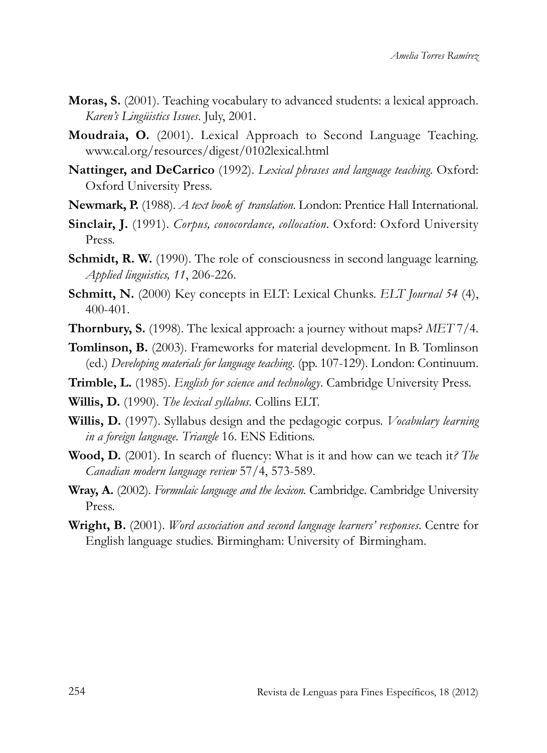**Moras, S.** (2001). Teaching vocabulary to advanced students: a lexical approach. *Karen's Lingüistics Issues*. July, 2001.

**Moudraia, O.** (2001). Lexical Approach to Second Language Teaching. www.cal.org/resources/digest/0102lexical.html

**Nattinger, and DeCarrico** (1992). *Lexical phrases and language teaching*. Oxford: Oxford University Press.

**Newmark, P.** (1988). *A text book of translation*. London: Prentice Hall International.

**Sinclair, J.** (1991). *Corpus, conocordance, collocation*. Oxford: Oxford University Press.

**Schmidt, R. W.** (1990). The role of consciousness in second language learning. *Applied linguistics, 11*, 206-226.

**Schmitt, N.** (2000) Key concepts in ELT: Lexical Chunks. *ELT Journal 54* (4), 400-401.

**Thornbury, S.** (1998). The lexical approach: a journey without maps? *MET* 7/4.

**Tomlinson, B.** (2003). Frameworks for material development. In B. Tomlinson (ed.) *Developing materials for language teaching*. (pp. 107-129). London: Continuum.

**Trimble, L.** (1985). *English for science and technology*. Cambridge University Press.

**Willis, D.** (1990). *The lexical syllabus*. Collins ELT.

**Willis, D.** (1997). Syllabus design and the pedagogic corpus. *Vocabulary learning in a foreign language. Triangle* 16. ENS Editions.

**Wood, D.** (2001). In search of fluency: What is it and how can we teach it*? The Canadian modern language review* 57/4, 573-589.

**Wray, A.** (2002). *Formulaic language and the lexicon*. Cambridge. Cambridge University Press.

**Wright, B.** (2001). *Word association and second language learners' responses*. Centre for English language studies. Birmingham: University of Birmingham.